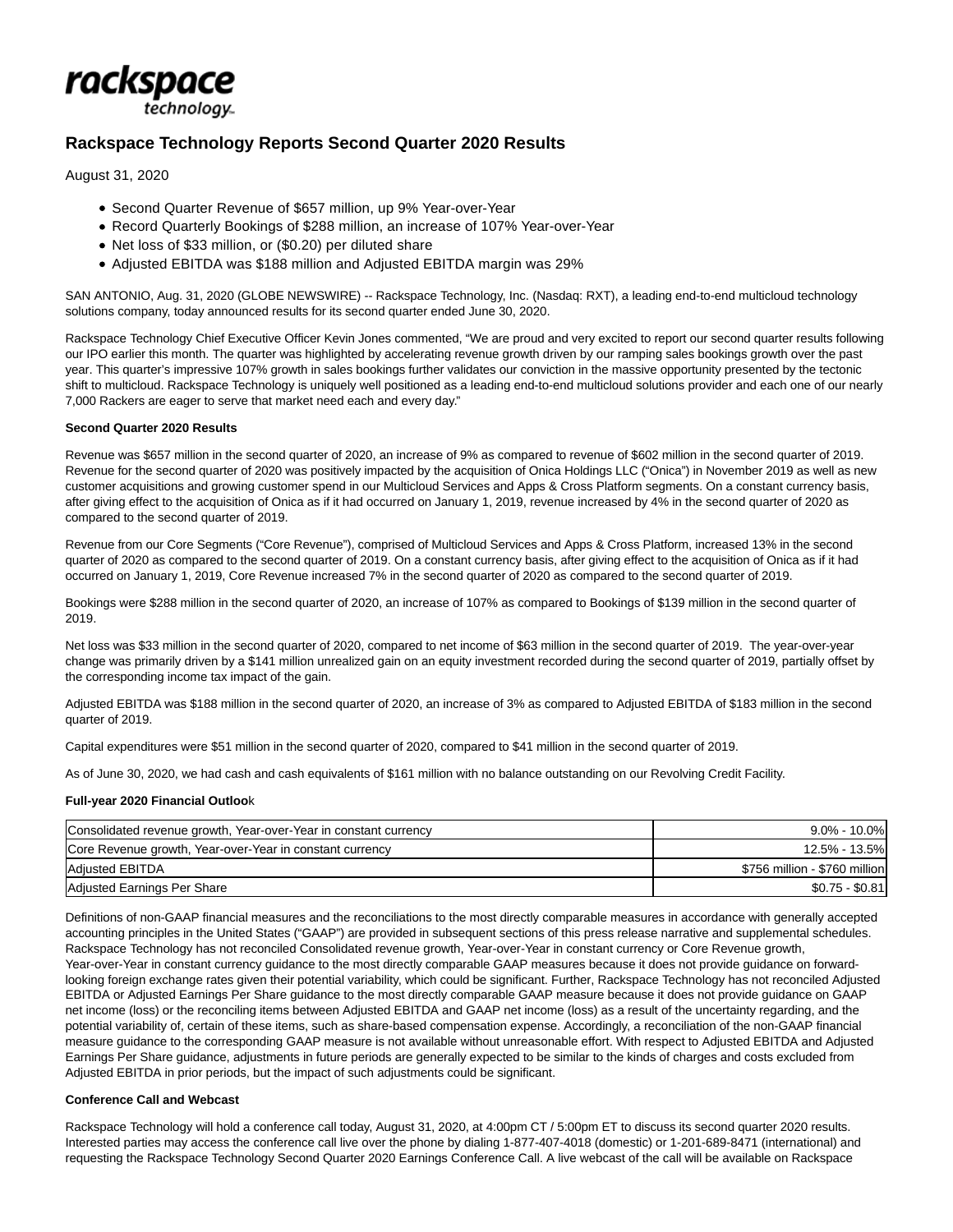rackspace technology

# Rackspace Technology Reports Second Quarter 2020 Results

August 31, 2020

- Second Quarter Revenue of $657 million, up 9% Year-over-Year
- Record Quarterly Bookings of $288 million, an increase of 107% Year-over-Year
- Net loss of $33 million, or ($0.20) per diluted share
- Adjusted EBITDA was $188 million and Adjusted EBITDA margin was 29%

SAN ANTONIO, Aug. 31, 2020 (GLOBE NEWSWIRE) -- Rackspace Technology, Inc. (Nasdaq: RXT), a leading end-to-end multicloud technology solutions company, today announced results for its second quarter ended June 30, 2020.

Rackspace Technology Chief Executive Officer Kevin Jones commented, "We are proud and very excited to report our second quarter results following our IPO earlier this month. The quarter was highlighted by accelerating revenue growth driven by our ramping sales bookings growth over the past year. This quarter's impressive 107% growth in sales bookings further validates our conviction in the massive opportunity presented by the tectonic shift to multicloud. Rackspace Technology is uniquely well positioned as a leading end-to-end multicloud solutions provider and each one of our nearly 7,000 Rackers are eager to serve that market need each and every day."

**Second Quarter 2020 Results**

Revenue was $657 million in the second quarter of 2020, an increase of 9% as compared to revenue of $602 million in the second quarter of 2019. Revenue for the second quarter of 2020 was positively impacted by the acquisition of Onica Holdings LLC ("Onica") in November 2019 as well as new customer acquisitions and growing customer spend in our Multicloud Services and Apps & Cross Platform segments. On a constant currency basis, after giving effect to the acquisition of Onica as if it had occurred on January 1, 2019, revenue increased by 4% in the second quarter of 2020 as compared to the second quarter of 2019.

Revenue from our Core Segments ("Core Revenue"), comprised of Multicloud Services and Apps & Cross Platform, increased 13% in the second quarter of 2020 as compared to the second quarter of 2019. On a constant currency basis, after giving effect to the acquisition of Onica as if it had occurred on January 1, 2019, Core Revenue increased 7% in the second quarter of 2020 as compared to the second quarter of 2019.

Bookings were $288 million in the second quarter of 2020, an increase of 107% as compared to Bookings of $139 million in the second quarter of 2019.

Net loss was $33 million in the second quarter of 2020, compared to net income of $63 million in the second quarter of 2019. The year-over-year change was primarily driven by a $141 million unrealized gain on an equity investment recorded during the second quarter of 2019, partially offset by the corresponding income tax impact of the gain.

Adjusted EBITDA was $188 million in the second quarter of 2020, an increase of 3% as compared to Adjusted EBITDA of $183 million in the second quarter of 2019.

Capital expenditures were $51 million in the second quarter of 2020, compared to $41 million in the second quarter of 2019.

As of June 30, 2020, we had cash and cash equivalents of $161 million with no balance outstanding on our Revolving Credit Facility.

**Full-year 2020 Financial Outlook**

| | |
|---|---|
| Consolidated revenue growth, Year-over-Year in constant currency | 9.0% - 10.0% |
| Core Revenue growth, Year-over-Year in constant currency | 12.5% - 13.5% |
| Adjusted EBITDA | $756 million - $760 million |
| Adjusted Earnings Per Share | $0.75 - $0.81 |

Definitions of non-GAAP financial measures and the reconciliations to the most directly comparable measures in accordance with generally accepted accounting principles in the United States ("GAAP") are provided in subsequent sections of this press release narrative and supplemental schedules. Rackspace Technology has not reconciled Consolidated revenue growth, Year-over-Year in constant currency or Core Revenue growth, Year-over-Year in constant currency guidance to the most directly comparable GAAP measures because it does not provide guidance on forward-looking foreign exchange rates given their potential variability, which could be significant. Further, Rackspace Technology has not reconciled Adjusted EBITDA or Adjusted Earnings Per Share guidance to the most directly comparable GAAP measure because it does not provide guidance on GAAP net income (loss) or the reconciling items between Adjusted EBITDA and GAAP net income (loss) as a result of the uncertainty regarding, and the potential variability of, certain of these items, such as share-based compensation expense. Accordingly, a reconciliation of the non-GAAP financial measure guidance to the corresponding GAAP measure is not available without unreasonable effort. With respect to Adjusted EBITDA and Adjusted Earnings Per Share guidance, adjustments in future periods are generally expected to be similar to the kinds of charges and costs excluded from Adjusted EBITDA in prior periods, but the impact of such adjustments could be significant.

**Conference Call and Webcast**

Rackspace Technology will hold a conference call today, August 31, 2020, at 4:00pm CT / 5:00pm ET to discuss its second quarter 2020 results. Interested parties may access the conference call live over the phone by dialing 1-877-407-4018 (domestic) or 1-201-689-8471 (international) and requesting the Rackspace Technology Second Quarter 2020 Earnings Conference Call. A live webcast of the call will be available on Rackspace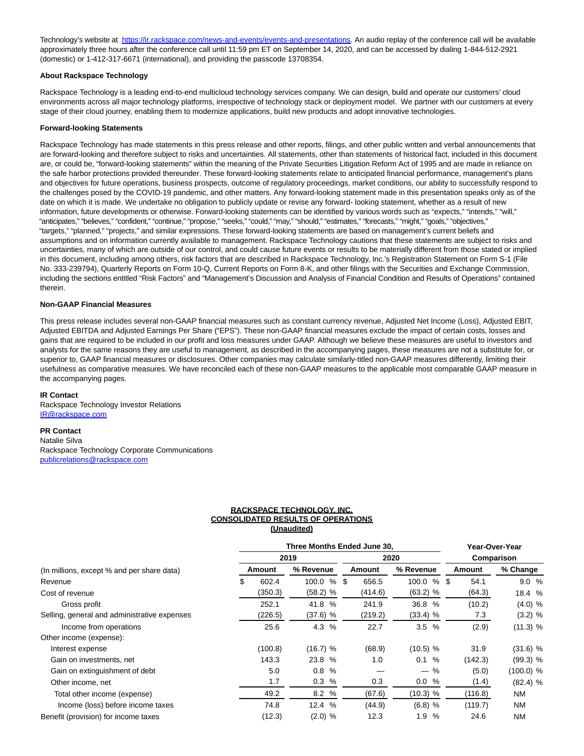Technology's website at https://ir.rackspace.com/news-and-events/events-and-presentations. An audio replay of the conference call will be available approximately three hours after the conference call until 11:59 pm ET on September 14, 2020, and can be accessed by dialing 1-844-512-2921 (domestic) or 1-412-317-6671 (international), and providing the passcode 13708354.

**About Rackspace Technology**

Rackspace Technology is a leading end-to-end multicloud technology services company. We can design, build and operate our customers' cloud environments across all major technology platforms, irrespective of technology stack or deployment model. We partner with our customers at every stage of their cloud journey, enabling them to modernize applications, build new products and adopt innovative technologies.

**Forward-looking Statements**

Rackspace Technology has made statements in this press release and other reports, filings, and other public written and verbal announcements that are forward-looking and therefore subject to risks and uncertainties. All statements, other than statements of historical fact, included in this document are, or could be, "forward-looking statements" within the meaning of the Private Securities Litigation Reform Act of 1995 and are made in reliance on the safe harbor protections provided thereunder. These forward-looking statements relate to anticipated financial performance, management's plans and objectives for future operations, business prospects, outcome of regulatory proceedings, market conditions, our ability to successfully respond to the challenges posed by the COVID-19 pandemic, and other matters. Any forward-looking statement made in this presentation speaks only as of the date on which it is made. We undertake no obligation to publicly update or revise any forward- looking statement, whether as a result of new information, future developments or otherwise. Forward-looking statements can be identified by various words such as "expects," "intends," "will," "anticipates," "believes," "confident," "continue," "propose," "seeks," "could," "may," "should," "estimates," "forecasts," "might," "goals," "objectives," "targets," "planned," "projects," and similar expressions. These forward-looking statements are based on management's current beliefs and assumptions and on information currently available to management. Rackspace Technology cautions that these statements are subject to risks and uncertainties, many of which are outside of our control, and could cause future events or results to be materially different from those stated or implied in this document, including among others, risk factors that are described in Rackspace Technology, Inc.'s Registration Statement on Form S-1 (File No. 333-239794), Quarterly Reports on Form 10-Q, Current Reports on Form 8-K, and other filings with the Securities and Exchange Commission, including the sections entitled "Risk Factors" and "Management's Discussion and Analysis of Financial Condition and Results of Operations" contained therein.

**Non-GAAP Financial Measures**

This press release includes several non-GAAP financial measures such as constant currency revenue, Adjusted Net Income (Loss), Adjusted EBIT, Adjusted EBITDA and Adjusted Earnings Per Share ("EPS"). These non-GAAP financial measures exclude the impact of certain costs, losses and gains that are required to be included in our profit and loss measures under GAAP. Although we believe these measures are useful to investors and analysts for the same reasons they are useful to management, as described in the accompanying pages, these measures are not a substitute for, or superior to, GAAP financial measures or disclosures. Other companies may calculate similarly-titled non-GAAP measures differently, limiting their usefulness as comparative measures. We have reconciled each of these non-GAAP measures to the applicable most comparable GAAP measure in the accompanying pages.

**IR Contact**
Rackspace Technology Investor Relations
IR@rackspace.com

**PR Contact**
Natalie Silva
Rackspace Technology Corporate Communications
publicrelations@rackspace.com

**RACKSPACE TECHNOLOGY, INC.**
**CONSOLIDATED RESULTS OF OPERATIONS**
**(Unaudited)**

| | Three Months Ended June 30, | | | | Year-Over-Year Comparison | |
|---|---|---|---|---|---|---|
| | 2019 | | 2020 | | | |
| (In millions, except % and per share data) | Amount | % Revenue | Amount | % Revenue | Amount | % Change |
| Revenue | $ 602.4 | 100.0 % | $ 656.5 | 100.0 % | $ 54.1 | 9.0 % |
| Cost of revenue | (350.3) | (58.2) % | (414.6) | (63.2) % | (64.3) | 18.4 % |
| Gross profit | 252.1 | 41.8 % | 241.9 | 36.8 % | (10.2) | (4.0) % |
| Selling, general and administrative expenses | (226.5) | (37.6) % | (219.2) | (33.4) % | 7.3 | (3.2) % |
| Income from operations | 25.6 | 4.3 % | 22.7 | 3.5 % | (2.9) | (11.3) % |
| Other income (expense): | | | | | | |
| Interest expense | (100.8) | (16.7) % | (68.9) | (10.5) % | 31.9 | (31.6) % |
| Gain on investments, net | 143.3 | 23.8 % | 1.0 | 0.1 % | (142.3) | (99.3) % |
| Gain on extinguishment of debt | 5.0 | 0.8 % | — | — % | (5.0) | (100.0) % |
| Other income, net | 1.7 | 0.3 % | 0.3 | 0.0 % | (1.4) | (82.4) % |
| Total other income (expense) | 49.2 | 8.2 % | (67.6) | (10.3) % | (116.8) | NM |
| Income (loss) before income taxes | 74.8 | 12.4 % | (44.9) | (6.8) % | (119.7) | NM |
| Benefit (provision) for income taxes | (12.3) | (2.0) % | 12.3 | 1.9 % | 24.6 | NM |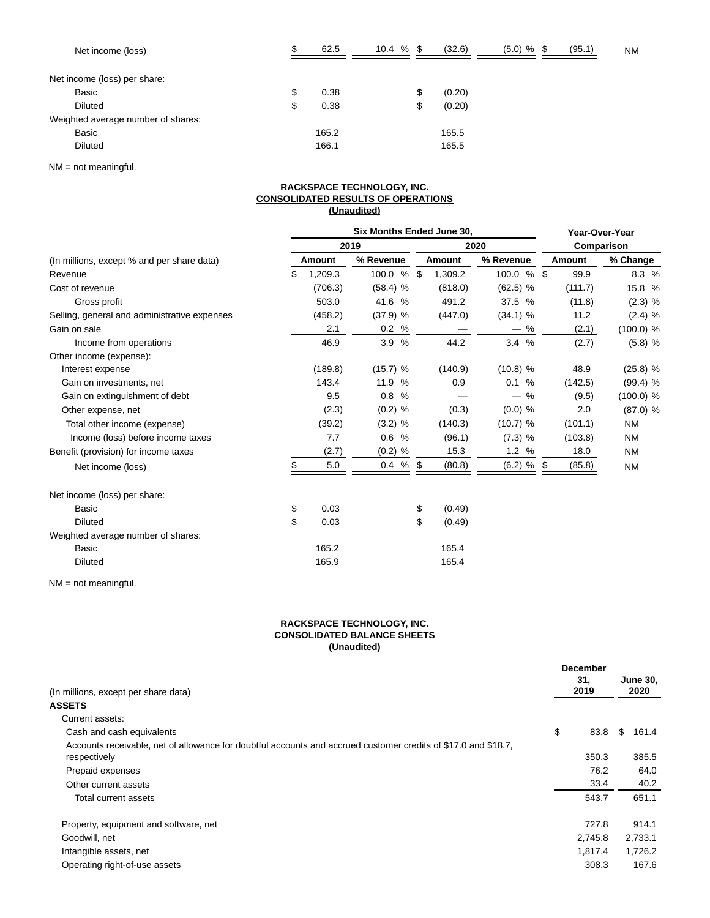| | | | | | | |
|---|---|---|---|---|---|---|
| Net income (loss) | $ 62.5 | 10.4 % | $ (32.6) | (5.0) % | $ (95.1) | NM |
| | | | | | | |
| Net income (loss) per share: | | | | | | |
| Basic | $ 0.38 | | $ (0.20) | | | |
| Diluted | $ 0.38 | | $ (0.20) | | | |
| Weighted average number of shares: | | | | | | |
| Basic | 165.2 | | 165.5 | | | |
| Diluted | 166.1 | | 165.5 | | | |

NM = not meaningful.

**RACKSPACE TECHNOLOGY, INC.**
**CONSOLIDATED RESULTS OF OPERATIONS**
**(Unaudited)**

| | Six Months Ended June 30, | | | | Year-Over-Year Comparison | |
|---|---|---|---|---|---|---|
| | 2019 | | 2020 | | | |
| (In millions, except % and per share data) | Amount | % Revenue | Amount | % Revenue | Amount | % Change |
| Revenue | $ 1,209.3 | 100.0 % | $ 1,309.2 | 100.0 % | $ 99.9 | 8.3 % |
| Cost of revenue | (706.3) | (58.4) % | (818.0) | (62.5) % | (111.7) | 15.8 % |
| Gross profit | 503.0 | 41.6 % | 491.2 | 37.5 % | (11.8) | (2.3) % |
| Selling, general and administrative expenses | (458.2) | (37.9) % | (447.0) | (34.1) % | 11.2 | (2.4) % |
| Gain on sale | 2.1 | 0.2 % | — | — % | (2.1) | (100.0) % |
| Income from operations | 46.9 | 3.9 % | 44.2 | 3.4 % | (2.7) | (5.8) % |
| Other income (expense): | | | | | | |
| Interest expense | (189.8) | (15.7) % | (140.9) | (10.8) % | 48.9 | (25.8) % |
| Gain on investments, net | 143.4 | 11.9 % | 0.9 | 0.1 % | (142.5) | (99.4) % |
| Gain on extinguishment of debt | 9.5 | 0.8 % | — | — % | (9.5) | (100.0) % |
| Other expense, net | (2.3) | (0.2) % | (0.3) | (0.0) % | 2.0 | (87.0) % |
| Total other income (expense) | (39.2) | (3.2) % | (140.3) | (10.7) % | (101.1) | NM |
| Income (loss) before income taxes | 7.7 | 0.6 % | (96.1) | (7.3) % | (103.8) | NM |
| Benefit (provision) for income taxes | (2.7) | (0.2) % | 15.3 | 1.2 % | 18.0 | NM |
| Net income (loss) | $ 5.0 | 0.4 % | $ (80.8) | (6.2) % | $ (85.8) | NM |
| | | | | | | |
| Net income (loss) per share: | | | | | | |
| Basic | $ 0.03 | | $ (0.49) | | | |
| Diluted | $ 0.03 | | $ (0.49) | | | |
| Weighted average number of shares: | | | | | | |
| Basic | 165.2 | | 165.4 | | | |
| Diluted | 165.9 | | 165.4 | | | |

NM = not meaningful.

**RACKSPACE TECHNOLOGY, INC.**
**CONSOLIDATED BALANCE SHEETS**
**(Unaudited)**

| (In millions, except per share data) | December 31, 2019 | June 30, 2020 |
|---|---|---|
| **ASSETS** | | |
| Current assets: | | |
| Cash and cash equivalents | $ 83.8 | $ 161.4 |
| Accounts receivable, net of allowance for doubtful accounts and accrued customer credits of $17.0 and $18.7, respectively | 350.3 | 385.5 |
| Prepaid expenses | 76.2 | 64.0 |
| Other current assets | 33.4 | 40.2 |
| Total current assets | 543.7 | 651.1 |
| | | |
| Property, equipment and software, net | 727.8 | 914.1 |
| Goodwill, net | 2,745.8 | 2,733.1 |
| Intangible assets, net | 1,817.4 | 1,726.2 |
| Operating right-of-use assets | 308.3 | 167.6 |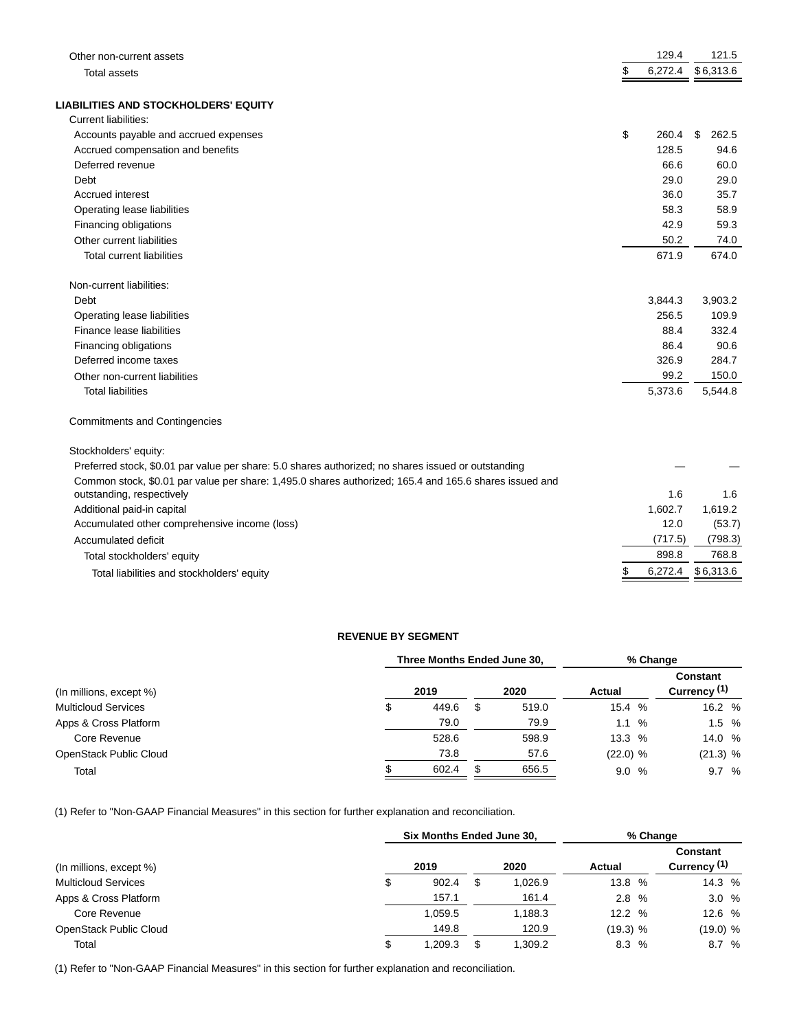| | | |
|---|---|---|
| Other non-current assets | 129.4 | 121.5 |
| Total assets | $ 6,272.4 | $ 6,313.6 |
| | | |
| **LIABILITIES AND STOCKHOLDERS' EQUITY** | | |
| Current liabilities: | | |
| Accounts payable and accrued expenses | $ 260.4 | $ 262.5 |
| Accrued compensation and benefits | 128.5 | 94.6 |
| Deferred revenue | 66.6 | 60.0 |
| Debt | 29.0 | 29.0 |
| Accrued interest | 36.0 | 35.7 |
| Operating lease liabilities | 58.3 | 58.9 |
| Financing obligations | 42.9 | 59.3 |
| Other current liabilities | 50.2 | 74.0 |
| Total current liabilities | 671.9 | 674.0 |
| | | |
| Non-current liabilities: | | |
| Debt | 3,844.3 | 3,903.2 |
| Operating lease liabilities | 256.5 | 109.9 |
| Finance lease liabilities | 88.4 | 332.4 |
| Financing obligations | 86.4 | 90.6 |
| Deferred income taxes | 326.9 | 284.7 |
| Other non-current liabilities | 99.2 | 150.0 |
| Total liabilities | 5,373.6 | 5,544.8 |
| | | |
| Commitments and Contingencies | | |
| | | |
| Stockholders' equity: | | |
| Preferred stock, $0.01 par value per share: 5.0 shares authorized; no shares issued or outstanding | — | — |
| Common stock, $0.01 par value per share: 1,495.0 shares authorized; 165.4 and 165.6 shares issued and outstanding, respectively | 1.6 | 1.6 |
| Additional paid-in capital | 1,602.7 | 1,619.2 |
| Accumulated other comprehensive income (loss) | 12.0 | (53.7) |
| Accumulated deficit | (717.5) | (798.3) |
| Total stockholders' equity | 898.8 | 768.8 |
| Total liabilities and stockholders' equity | $ 6,272.4 | $ 6,313.6 |

**REVENUE BY SEGMENT**

| | Three Months Ended June 30, | | % Change | |
|---|---|---|---|---|
| (In millions, except %) | 2019 | 2020 | Actual | Constant Currency [1] |
| Multicloud Services | $ 449.6 | $ 519.0 | 15.4 % | 16.2 % |
| Apps & Cross Platform | 79.0 | 79.9 | 1.1 % | 1.5 % |
| Core Revenue | 528.6 | 598.9 | 13.3 % | 14.0 % |
| OpenStack Public Cloud | 73.8 | 57.6 | (22.0) % | (21.3) % |
| Total | $ 602.4 | $ 656.5 | 9.0 % | 9.7 % |

(1) Refer to "Non-GAAP Financial Measures" in this section for further explanation and reconciliation.

| | Six Months Ended June 30, | | % Change | |
|---|---|---|---|---|
| (In millions, except %) | 2019 | 2020 | Actual | Constant Currency [1] |
| Multicloud Services | $ 902.4 | $ 1,026.9 | 13.8 % | 14.3 % |
| Apps & Cross Platform | 157.1 | 161.4 | 2.8 % | 3.0 % |
| Core Revenue | 1,059.5 | 1,188.3 | 12.2 % | 12.6 % |
| OpenStack Public Cloud | 149.8 | 120.9 | (19.3) % | (19.0) % |
| Total | $ 1,209.3 | $ 1,309.2 | 8.3 % | 8.7 % |

(1) Refer to "Non-GAAP Financial Measures" in this section for further explanation and reconciliation.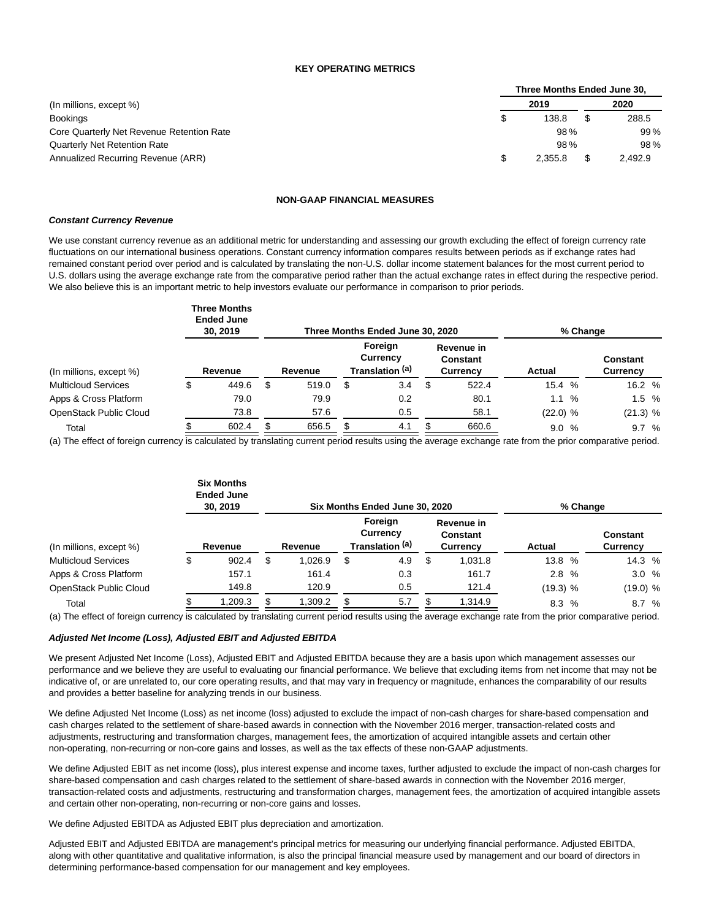**KEY OPERATING METRICS**

| (In millions, except %) | Three Months Ended June 30, 2019 | Three Months Ended June 30, 2020 |
|---|---|---|
| Bookings | $ 138.8 | $ 288.5 |
| Core Quarterly Net Revenue Retention Rate | 98 % | 99 % |
| Quarterly Net Retention Rate | 98 % | 98 % |
| Annualized Recurring Revenue (ARR) | $ 2,355.8 | $ 2,492.9 |

**NON-GAAP FINANCIAL MEASURES**

***Constant Currency Revenue***

We use constant currency revenue as an additional metric for understanding and assessing our growth excluding the effect of foreign currency rate fluctuations on our international business operations. Constant currency information compares results between periods as if exchange rates had remained constant period over period and is calculated by translating the non-U.S. dollar income statement balances for the most current period to U.S. dollars using the average exchange rate from the comparative period rather than the actual exchange rates in effect during the respective period. We also believe this is an important metric to help investors evaluate our performance in comparison to prior periods.

| | Three Months Ended June 30, 2019 | Three Months Ended June 30, 2020 | | | % Change | |
|---|---|---|---|---|---|---|
| (In millions, except %) | Revenue | Revenue | Foreign Currency Translation (a) | Revenue in Constant Currency | Actual | Constant Currency |
| Multicloud Services | $ 449.6 | $ 519.0 | $ 3.4 | $ 522.4 | 15.4 % | 16.2 % |
| Apps & Cross Platform | 79.0 | 79.9 | 0.2 | 80.1 | 1.1 % | 1.5 % |
| OpenStack Public Cloud | 73.8 | 57.6 | 0.5 | 58.1 | (22.0) % | (21.3) % |
| Total | $ 602.4 | $ 656.5 | $ 4.1 | $ 660.6 | 9.0 % | 9.7 % |

(a) The effect of foreign currency is calculated by translating current period results using the average exchange rate from the prior comparative period.

| | Six Months Ended June 30, 2019 | Six Months Ended June 30, 2020 | | | % Change | |
|---|---|---|---|---|---|---|
| (In millions, except %) | Revenue | Revenue | Foreign Currency Translation (a) | Revenue in Constant Currency | Actual | Constant Currency |
| Multicloud Services | $ 902.4 | $ 1,026.9 | $ 4.9 | $ 1,031.8 | 13.8 % | 14.3 % |
| Apps & Cross Platform | 157.1 | 161.4 | 0.3 | 161.7 | 2.8 % | 3.0 % |
| OpenStack Public Cloud | 149.8 | 120.9 | 0.5 | 121.4 | (19.3) % | (19.0) % |
| Total | $ 1,209.3 | $ 1,309.2 | $ 5.7 | $ 1,314.9 | 8.3 % | 8.7 % |

(a) The effect of foreign currency is calculated by translating current period results using the average exchange rate from the prior comparative period.

***Adjusted Net Income (Loss), Adjusted EBIT and Adjusted EBITDA***

We present Adjusted Net Income (Loss), Adjusted EBIT and Adjusted EBITDA because they are a basis upon which management assesses our performance and we believe they are useful to evaluating our financial performance. We believe that excluding items from net income that may not be indicative of, or are unrelated to, our core operating results, and that may vary in frequency or magnitude, enhances the comparability of our results and provides a better baseline for analyzing trends in our business.

We define Adjusted Net Income (Loss) as net income (loss) adjusted to exclude the impact of non-cash charges for share-based compensation and cash charges related to the settlement of share-based awards in connection with the November 2016 merger, transaction-related costs and adjustments, restructuring and transformation charges, management fees, the amortization of acquired intangible assets and certain other non-operating, non-recurring or non-core gains and losses, as well as the tax effects of these non-GAAP adjustments.

We define Adjusted EBIT as net income (loss), plus interest expense and income taxes, further adjusted to exclude the impact of non-cash charges for share-based compensation and cash charges related to the settlement of share-based awards in connection with the November 2016 merger, transaction-related costs and adjustments, restructuring and transformation charges, management fees, the amortization of acquired intangible assets and certain other non-operating, non-recurring or non-core gains and losses.

We define Adjusted EBITDA as Adjusted EBIT plus depreciation and amortization.

Adjusted EBIT and Adjusted EBITDA are management's principal metrics for measuring our underlying financial performance. Adjusted EBITDA, along with other quantitative and qualitative information, is also the principal financial measure used by management and our board of directors in determining performance-based compensation for our management and key employees.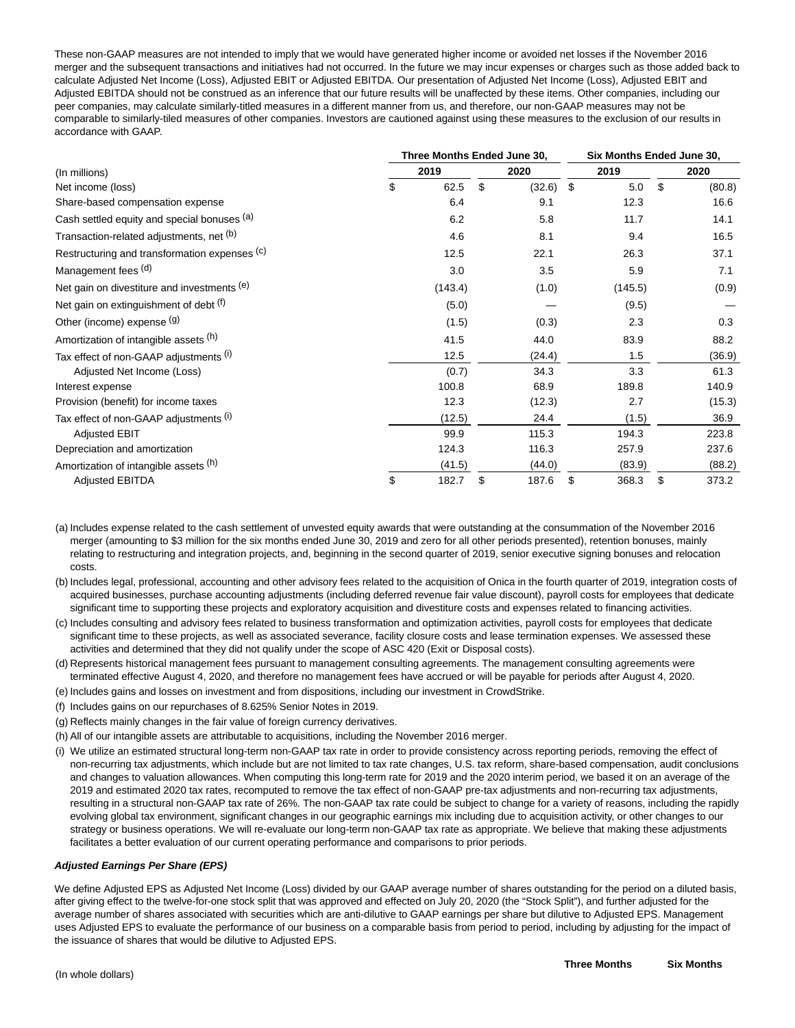These non-GAAP measures are not intended to imply that we would have generated higher income or avoided net losses if the November 2016 merger and the subsequent transactions and initiatives had not occurred. In the future we may incur expenses or charges such as those added back to calculate Adjusted Net Income (Loss), Adjusted EBIT or Adjusted EBITDA. Our presentation of Adjusted Net Income (Loss), Adjusted EBIT and Adjusted EBITDA should not be construed as an inference that our future results will be unaffected by these items. Other companies, including our peer companies, may calculate similarly-titled measures in a different manner from us, and therefore, our non-GAAP measures may not be comparable to similarly-tiled measures of other companies. Investors are cautioned against using these measures to the exclusion of our results in accordance with GAAP.

| (In millions) | Three Months Ended June 30, 2019 | Three Months Ended June 30, 2020 | Six Months Ended June 30, 2019 | Six Months Ended June 30, 2020 |
|---|---|---|---|---|
| Net income (loss) | $ 62.5 | $ (32.6) | $ 5.0 | $ (80.8) |
| Share-based compensation expense | 6.4 | 9.1 | 12.3 | 16.6 |
| Cash settled equity and special bonuses [(a)] | 6.2 | 5.8 | 11.7 | 14.1 |
| Transaction-related adjustments, net [(b)] | 4.6 | 8.1 | 9.4 | 16.5 |
| Restructuring and transformation expenses [(c)] | 12.5 | 22.1 | 26.3 | 37.1 |
| Management fees [(d)] | 3.0 | 3.5 | 5.9 | 7.1 |
| Net gain on divestiture and investments [(e)] | (143.4) | (1.0) | (145.5) | (0.9) |
| Net gain on extinguishment of debt [(f)] | (5.0) | — | (9.5) | — |
| Other (income) expense [(g)] | (1.5) | (0.3) | 2.3 | 0.3 |
| Amortization of intangible assets [(h)] | 41.5 | 44.0 | 83.9 | 88.2 |
| Tax effect of non-GAAP adjustments [(i)] | 12.5 | (24.4) | 1.5 | (36.9) |
| Adjusted Net Income (Loss) | (0.7) | 34.3 | 3.3 | 61.3 |
| Interest expense | 100.8 | 68.9 | 189.8 | 140.9 |
| Provision (benefit) for income taxes | 12.3 | (12.3) | 2.7 | (15.3) |
| Tax effect of non-GAAP adjustments [(i)] | (12.5) | 24.4 | (1.5) | 36.9 |
| Adjusted EBIT | 99.9 | 115.3 | 194.3 | 223.8 |
| Depreciation and amortization | 124.3 | 116.3 | 257.9 | 237.6 |
| Amortization of intangible assets [(h)] | (41.5) | (44.0) | (83.9) | (88.2) |
| Adjusted EBITDA | $ 182.7 | $ 187.6 | $ 368.3 | $ 373.2 |

(a) Includes expense related to the cash settlement of unvested equity awards that were outstanding at the consummation of the November 2016 merger (amounting to $3 million for the six months ended June 30, 2019 and zero for all other periods presented), retention bonuses, mainly relating to restructuring and integration projects, and, beginning in the second quarter of 2019, senior executive signing bonuses and relocation costs.

(b) Includes legal, professional, accounting and other advisory fees related to the acquisition of Onica in the fourth quarter of 2019, integration costs of acquired businesses, purchase accounting adjustments (including deferred revenue fair value discount), payroll costs for employees that dedicate significant time to supporting these projects and exploratory acquisition and divestiture costs and expenses related to financing activities.

(c) Includes consulting and advisory fees related to business transformation and optimization activities, payroll costs for employees that dedicate significant time to these projects, as well as associated severance, facility closure costs and lease termination expenses. We assessed these activities and determined that they did not qualify under the scope of ASC 420 (Exit or Disposal costs).

(d) Represents historical management fees pursuant to management consulting agreements. The management consulting agreements were terminated effective August 4, 2020, and therefore no management fees have accrued or will be payable for periods after August 4, 2020.

(e) Includes gains and losses on investment and from dispositions, including our investment in CrowdStrike.

(f) Includes gains on our repurchases of 8.625% Senior Notes in 2019.

(g) Reflects mainly changes in the fair value of foreign currency derivatives.

(h) All of our intangible assets are attributable to acquisitions, including the November 2016 merger.

(i) We utilize an estimated structural long-term non-GAAP tax rate in order to provide consistency across reporting periods, removing the effect of non-recurring tax adjustments, which include but are not limited to tax rate changes, U.S. tax reform, share-based compensation, audit conclusions and changes to valuation allowances. When computing this long-term rate for 2019 and the 2020 interim period, we based it on an average of the 2019 and estimated 2020 tax rates, recomputed to remove the tax effect of non-GAAP pre-tax adjustments and non-recurring tax adjustments, resulting in a structural non-GAAP tax rate of 26%. The non-GAAP tax rate could be subject to change for a variety of reasons, including the rapidly evolving global tax environment, significant changes in our geographic earnings mix including due to acquisition activity, or other changes to our strategy or business operations. We will re-evaluate our long-term non-GAAP tax rate as appropriate. We believe that making these adjustments facilitates a better evaluation of our current operating performance and comparisons to prior periods.

***Adjusted Earnings Per Share (EPS)***

We define Adjusted EPS as Adjusted Net Income (Loss) divided by our GAAP average number of shares outstanding for the period on a diluted basis, after giving effect to the twelve-for-one stock split that was approved and effected on July 20, 2020 (the "Stock Split"), and further adjusted for the average number of shares associated with securities which are anti-dilutive to GAAP earnings per share but dilutive to Adjusted EPS. Management uses Adjusted EPS to evaluate the performance of our business on a comparable basis from period to period, including by adjusting for the impact of the issuance of shares that would be dilutive to Adjusted EPS.

| (In whole dollars) | Three Months | Six Months |
|---|---|---|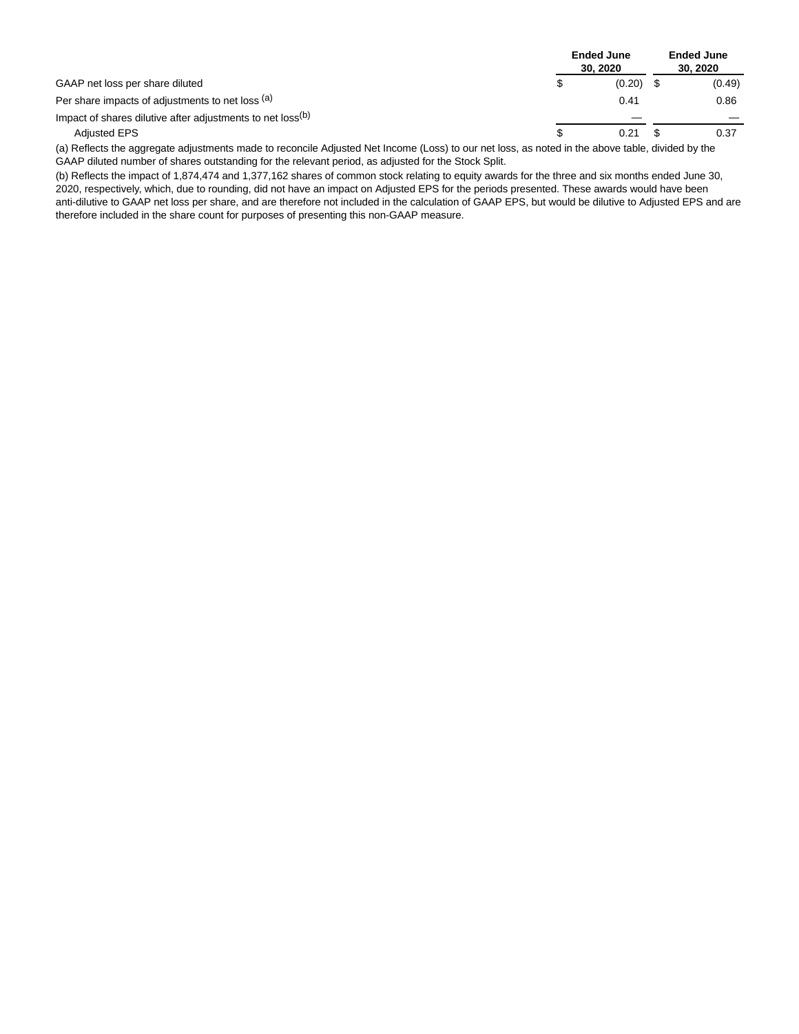| | Ended June 30, 2020 | Ended June 30, 2020 |
|---|---|---|
| GAAP net loss per share diluted | $ (0.20) | $ (0.49) |
| Per share impacts of adjustments to net loss [(a)] | 0.41 | 0.86 |
| Impact of shares dilutive after adjustments to net loss[(b)] | — | — |
| Adjusted EPS | $ 0.21 | $ 0.37 |

(a) Reflects the aggregate adjustments made to reconcile Adjusted Net Income (Loss) to our net loss, as noted in the above table, divided by the GAAP diluted number of shares outstanding for the relevant period, as adjusted for the Stock Split.

(b) Reflects the impact of 1,874,474 and 1,377,162 shares of common stock relating to equity awards for the three and six months ended June 30, 2020, respectively, which, due to rounding, did not have an impact on Adjusted EPS for the periods presented. These awards would have been anti-dilutive to GAAP net loss per share, and are therefore not included in the calculation of GAAP EPS, but would be dilutive to Adjusted EPS and are therefore included in the share count for purposes of presenting this non-GAAP measure.